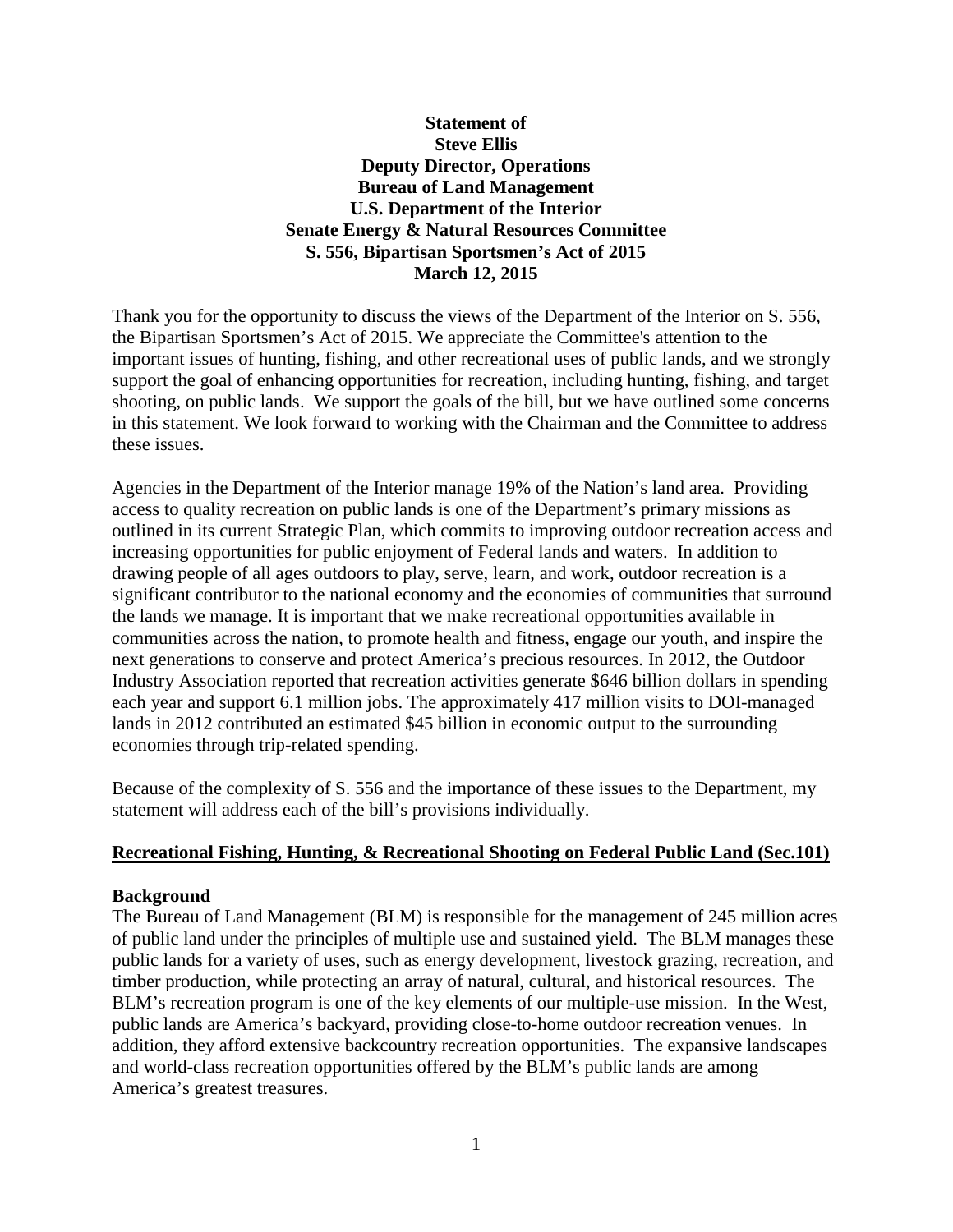**Statement of**
**Steve Ellis**
**Deputy Director, Operations**
**Bureau of Land Management**
**U.S. Department of the Interior**
**Senate Energy & Natural Resources Committee**
**S. 556, Bipartisan Sportsmen's Act of 2015**
**March 12, 2015**

Thank you for the opportunity to discuss the views of the Department of the Interior on S. 556, the Bipartisan Sportsmen's Act of 2015. We appreciate the Committee's attention to the important issues of hunting, fishing, and other recreational uses of public lands, and we strongly support the goal of enhancing opportunities for recreation, including hunting, fishing, and target shooting, on public lands. We support the goals of the bill, but we have outlined some concerns in this statement. We look forward to working with the Chairman and the Committee to address these issues.

Agencies in the Department of the Interior manage 19% of the Nation's land area. Providing access to quality recreation on public lands is one of the Department's primary missions as outlined in its current Strategic Plan, which commits to improving outdoor recreation access and increasing opportunities for public enjoyment of Federal lands and waters. In addition to drawing people of all ages outdoors to play, serve, learn, and work, outdoor recreation is a significant contributor to the national economy and the economies of communities that surround the lands we manage. It is important that we make recreational opportunities available in communities across the nation, to promote health and fitness, engage our youth, and inspire the next generations to conserve and protect America's precious resources. In 2012, the Outdoor Industry Association reported that recreation activities generate $646 billion dollars in spending each year and support 6.1 million jobs. The approximately 417 million visits to DOI-managed lands in 2012 contributed an estimated $45 billion in economic output to the surrounding economies through trip-related spending.

Because of the complexity of S. 556 and the importance of these issues to the Department, my statement will address each of the bill's provisions individually.

## Recreational Fishing, Hunting, & Recreational Shooting on Federal Public Land (Sec.101)

### Background

The Bureau of Land Management (BLM) is responsible for the management of 245 million acres of public land under the principles of multiple use and sustained yield. The BLM manages these public lands for a variety of uses, such as energy development, livestock grazing, recreation, and timber production, while protecting an array of natural, cultural, and historical resources. The BLM's recreation program is one of the key elements of our multiple-use mission. In the West, public lands are America's backyard, providing close-to-home outdoor recreation venues. In addition, they afford extensive backcountry recreation opportunities. The expansive landscapes and world-class recreation opportunities offered by the BLM's public lands are among America's greatest treasures.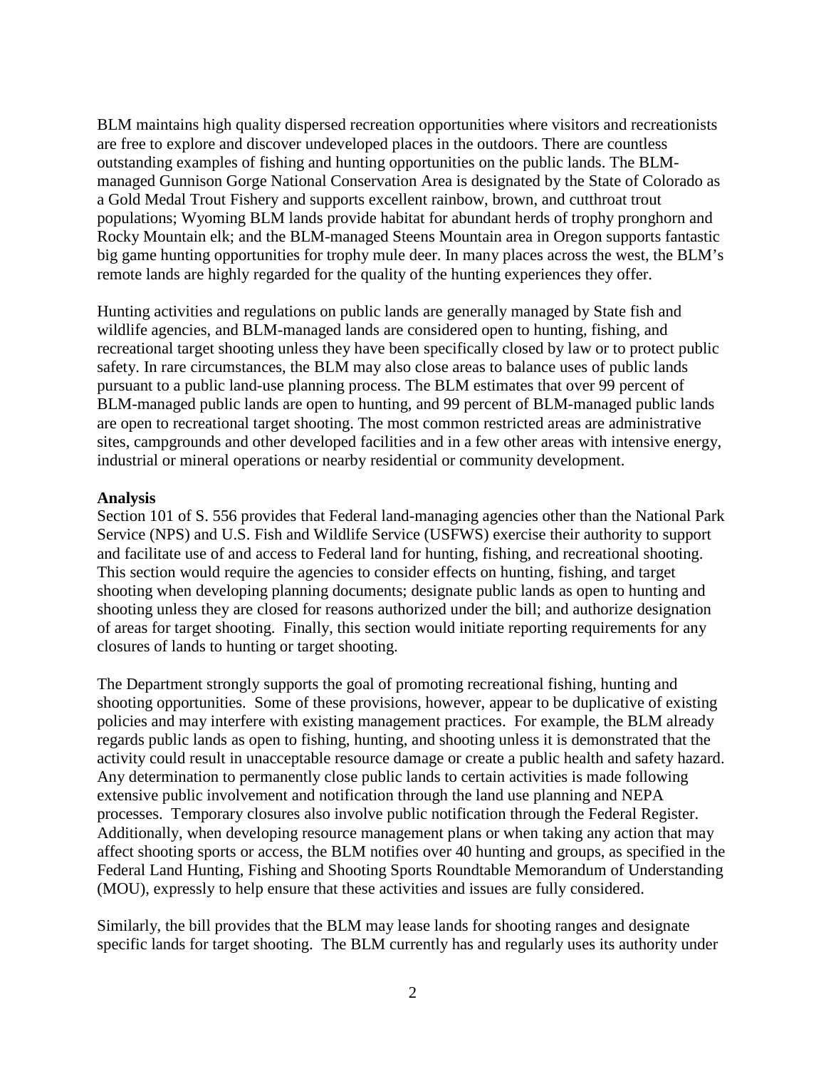BLM maintains high quality dispersed recreation opportunities where visitors and recreationists are free to explore and discover undeveloped places in the outdoors. There are countless outstanding examples of fishing and hunting opportunities on the public lands. The BLM-managed Gunnison Gorge National Conservation Area is designated by the State of Colorado as a Gold Medal Trout Fishery and supports excellent rainbow, brown, and cutthroat trout populations; Wyoming BLM lands provide habitat for abundant herds of trophy pronghorn and Rocky Mountain elk; and the BLM-managed Steens Mountain area in Oregon supports fantastic big game hunting opportunities for trophy mule deer. In many places across the west, the BLM's remote lands are highly regarded for the quality of the hunting experiences they offer.

Hunting activities and regulations on public lands are generally managed by State fish and wildlife agencies, and BLM-managed lands are considered open to hunting, fishing, and recreational target shooting unless they have been specifically closed by law or to protect public safety. In rare circumstances, the BLM may also close areas to balance uses of public lands pursuant to a public land-use planning process. The BLM estimates that over 99 percent of BLM-managed public lands are open to hunting, and 99 percent of BLM-managed public lands are open to recreational target shooting. The most common restricted areas are administrative sites, campgrounds and other developed facilities and in a few other areas with intensive energy, industrial or mineral operations or nearby residential or community development.

**Analysis**

Section 101 of S. 556 provides that Federal land-managing agencies other than the National Park Service (NPS) and U.S. Fish and Wildlife Service (USFWS) exercise their authority to support and facilitate use of and access to Federal land for hunting, fishing, and recreational shooting. This section would require the agencies to consider effects on hunting, fishing, and target shooting when developing planning documents; designate public lands as open to hunting and shooting unless they are closed for reasons authorized under the bill; and authorize designation of areas for target shooting. Finally, this section would initiate reporting requirements for any closures of lands to hunting or target shooting.

The Department strongly supports the goal of promoting recreational fishing, hunting and shooting opportunities. Some of these provisions, however, appear to be duplicative of existing policies and may interfere with existing management practices. For example, the BLM already regards public lands as open to fishing, hunting, and shooting unless it is demonstrated that the activity could result in unacceptable resource damage or create a public health and safety hazard. Any determination to permanently close public lands to certain activities is made following extensive public involvement and notification through the land use planning and NEPA processes. Temporary closures also involve public notification through the Federal Register. Additionally, when developing resource management plans or when taking any action that may affect shooting sports or access, the BLM notifies over 40 hunting and groups, as specified in the Federal Land Hunting, Fishing and Shooting Sports Roundtable Memorandum of Understanding (MOU), expressly to help ensure that these activities and issues are fully considered.

Similarly, the bill provides that the BLM may lease lands for shooting ranges and designate specific lands for target shooting. The BLM currently has and regularly uses its authority under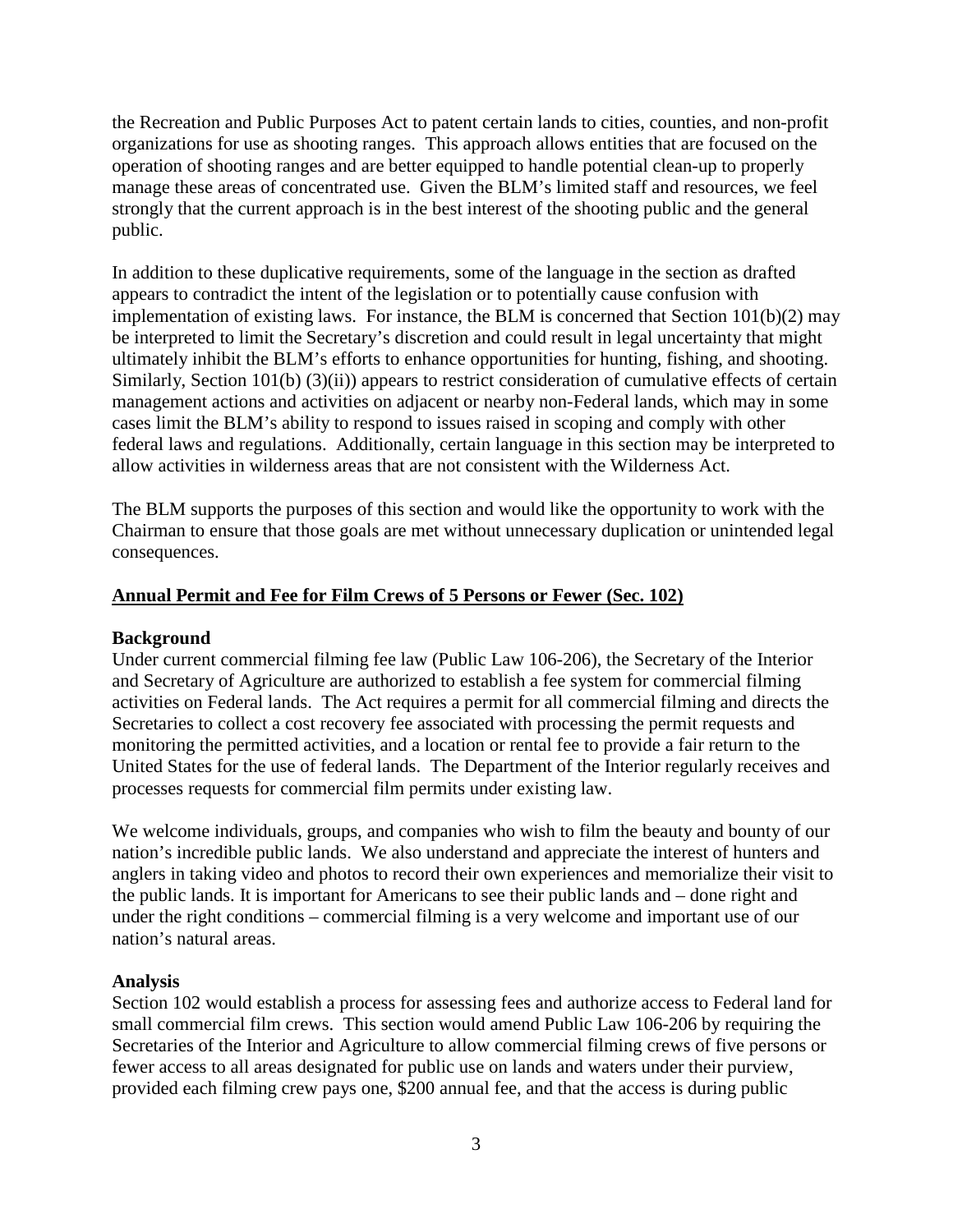the Recreation and Public Purposes Act to patent certain lands to cities, counties, and non-profit organizations for use as shooting ranges. This approach allows entities that are focused on the operation of shooting ranges and are better equipped to handle potential clean-up to properly manage these areas of concentrated use. Given the BLM's limited staff and resources, we feel strongly that the current approach is in the best interest of the shooting public and the general public.

In addition to these duplicative requirements, some of the language in the section as drafted appears to contradict the intent of the legislation or to potentially cause confusion with implementation of existing laws. For instance, the BLM is concerned that Section 101(b)(2) may be interpreted to limit the Secretary's discretion and could result in legal uncertainty that might ultimately inhibit the BLM's efforts to enhance opportunities for hunting, fishing, and shooting. Similarly, Section 101(b) (3)(ii)) appears to restrict consideration of cumulative effects of certain management actions and activities on adjacent or nearby non-Federal lands, which may in some cases limit the BLM's ability to respond to issues raised in scoping and comply with other federal laws and regulations. Additionally, certain language in this section may be interpreted to allow activities in wilderness areas that are not consistent with the Wilderness Act.

The BLM supports the purposes of this section and would like the opportunity to work with the Chairman to ensure that those goals are met without unnecessary duplication or unintended legal consequences.

## Annual Permit and Fee for Film Crews of 5 Persons or Fewer (Sec. 102)

**Background**

Under current commercial filming fee law (Public Law 106-206), the Secretary of the Interior and Secretary of Agriculture are authorized to establish a fee system for commercial filming activities on Federal lands. The Act requires a permit for all commercial filming and directs the Secretaries to collect a cost recovery fee associated with processing the permit requests and monitoring the permitted activities, and a location or rental fee to provide a fair return to the United States for the use of federal lands. The Department of the Interior regularly receives and processes requests for commercial film permits under existing law.

We welcome individuals, groups, and companies who wish to film the beauty and bounty of our nation's incredible public lands. We also understand and appreciate the interest of hunters and anglers in taking video and photos to record their own experiences and memorialize their visit to the public lands. It is important for Americans to see their public lands and – done right and under the right conditions – commercial filming is a very welcome and important use of our nation's natural areas.

**Analysis**

Section 102 would establish a process for assessing fees and authorize access to Federal land for small commercial film crews. This section would amend Public Law 106-206 by requiring the Secretaries of the Interior and Agriculture to allow commercial filming crews of five persons or fewer access to all areas designated for public use on lands and waters under their purview, provided each filming crew pays one, $200 annual fee, and that the access is during public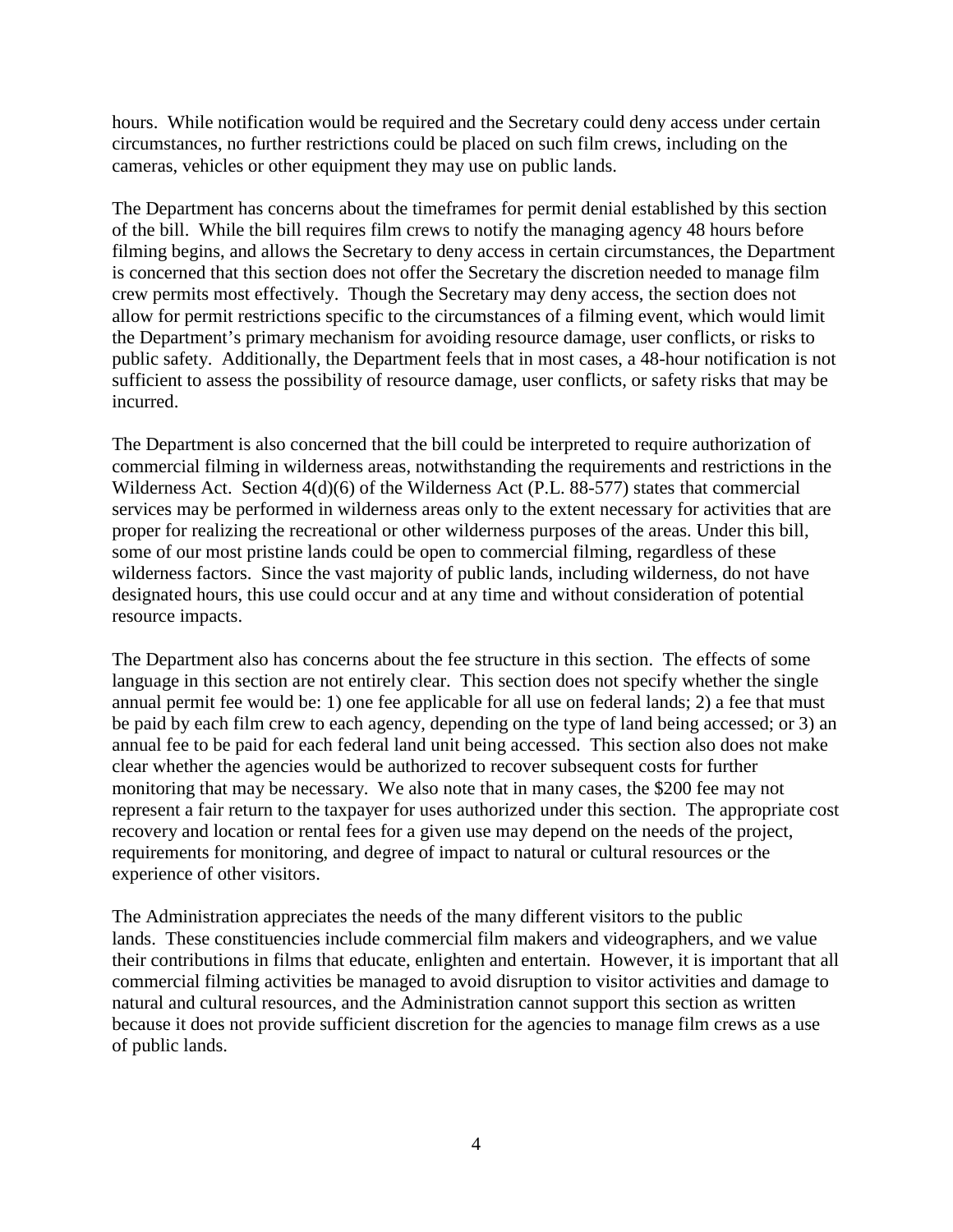hours. While notification would be required and the Secretary could deny access under certain circumstances, no further restrictions could be placed on such film crews, including on the cameras, vehicles or other equipment they may use on public lands.

The Department has concerns about the timeframes for permit denial established by this section of the bill. While the bill requires film crews to notify the managing agency 48 hours before filming begins, and allows the Secretary to deny access in certain circumstances, the Department is concerned that this section does not offer the Secretary the discretion needed to manage film crew permits most effectively. Though the Secretary may deny access, the section does not allow for permit restrictions specific to the circumstances of a filming event, which would limit the Department's primary mechanism for avoiding resource damage, user conflicts, or risks to public safety. Additionally, the Department feels that in most cases, a 48-hour notification is not sufficient to assess the possibility of resource damage, user conflicts, or safety risks that may be incurred.

The Department is also concerned that the bill could be interpreted to require authorization of commercial filming in wilderness areas, notwithstanding the requirements and restrictions in the Wilderness Act. Section 4(d)(6) of the Wilderness Act (P.L. 88-577) states that commercial services may be performed in wilderness areas only to the extent necessary for activities that are proper for realizing the recreational or other wilderness purposes of the areas. Under this bill, some of our most pristine lands could be open to commercial filming, regardless of these wilderness factors. Since the vast majority of public lands, including wilderness, do not have designated hours, this use could occur and at any time and without consideration of potential resource impacts.

The Department also has concerns about the fee structure in this section. The effects of some language in this section are not entirely clear. This section does not specify whether the single annual permit fee would be: 1) one fee applicable for all use on federal lands; 2) a fee that must be paid by each film crew to each agency, depending on the type of land being accessed; or 3) an annual fee to be paid for each federal land unit being accessed. This section also does not make clear whether the agencies would be authorized to recover subsequent costs for further monitoring that may be necessary. We also note that in many cases, the $200 fee may not represent a fair return to the taxpayer for uses authorized under this section. The appropriate cost recovery and location or rental fees for a given use may depend on the needs of the project, requirements for monitoring, and degree of impact to natural or cultural resources or the experience of other visitors.

The Administration appreciates the needs of the many different visitors to the public lands. These constituencies include commercial film makers and videographers, and we value their contributions in films that educate, enlighten and entertain. However, it is important that all commercial filming activities be managed to avoid disruption to visitor activities and damage to natural and cultural resources, and the Administration cannot support this section as written because it does not provide sufficient discretion for the agencies to manage film crews as a use of public lands.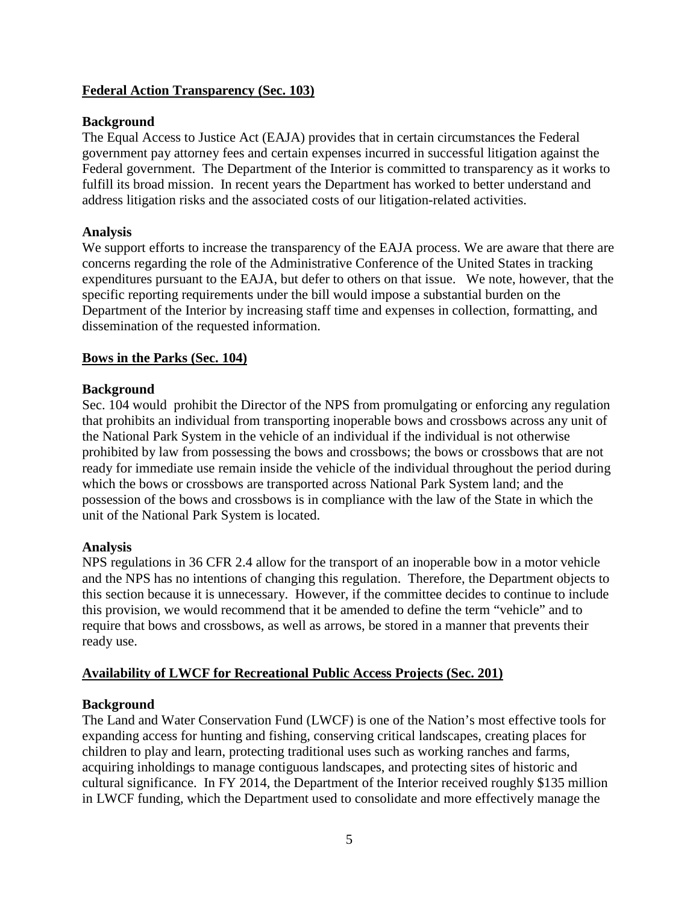## **Federal Action Transparency (Sec. 103)**

### Background

The Equal Access to Justice Act (EAJA) provides that in certain circumstances the Federal government pay attorney fees and certain expenses incurred in successful litigation against the Federal government. The Department of the Interior is committed to transparency as it works to fulfill its broad mission. In recent years the Department has worked to better understand and address litigation risks and the associated costs of our litigation-related activities.

### Analysis

We support efforts to increase the transparency of the EAJA process. We are aware that there are concerns regarding the role of the Administrative Conference of the United States in tracking expenditures pursuant to the EAJA, but defer to others on that issue. We note, however, that the specific reporting requirements under the bill would impose a substantial burden on the Department of the Interior by increasing staff time and expenses in collection, formatting, and dissemination of the requested information.

## **Bows in the Parks (Sec. 104)**

### Background

Sec. 104 would prohibit the Director of the NPS from promulgating or enforcing any regulation that prohibits an individual from transporting inoperable bows and crossbows across any unit of the National Park System in the vehicle of an individual if the individual is not otherwise prohibited by law from possessing the bows and crossbows; the bows or crossbows that are not ready for immediate use remain inside the vehicle of the individual throughout the period during which the bows or crossbows are transported across National Park System land; and the possession of the bows and crossbows is in compliance with the law of the State in which the unit of the National Park System is located.

### Analysis

NPS regulations in 36 CFR 2.4 allow for the transport of an inoperable bow in a motor vehicle and the NPS has no intentions of changing this regulation. Therefore, the Department objects to this section because it is unnecessary. However, if the committee decides to continue to include this provision, we would recommend that it be amended to define the term "vehicle" and to require that bows and crossbows, as well as arrows, be stored in a manner that prevents their ready use.

## **Availability of LWCF for Recreational Public Access Projects (Sec. 201)**

### Background

The Land and Water Conservation Fund (LWCF) is one of the Nation's most effective tools for expanding access for hunting and fishing, conserving critical landscapes, creating places for children to play and learn, protecting traditional uses such as working ranches and farms, acquiring inholdings to manage contiguous landscapes, and protecting sites of historic and cultural significance. In FY 2014, the Department of the Interior received roughly $135 million in LWCF funding, which the Department used to consolidate and more effectively manage the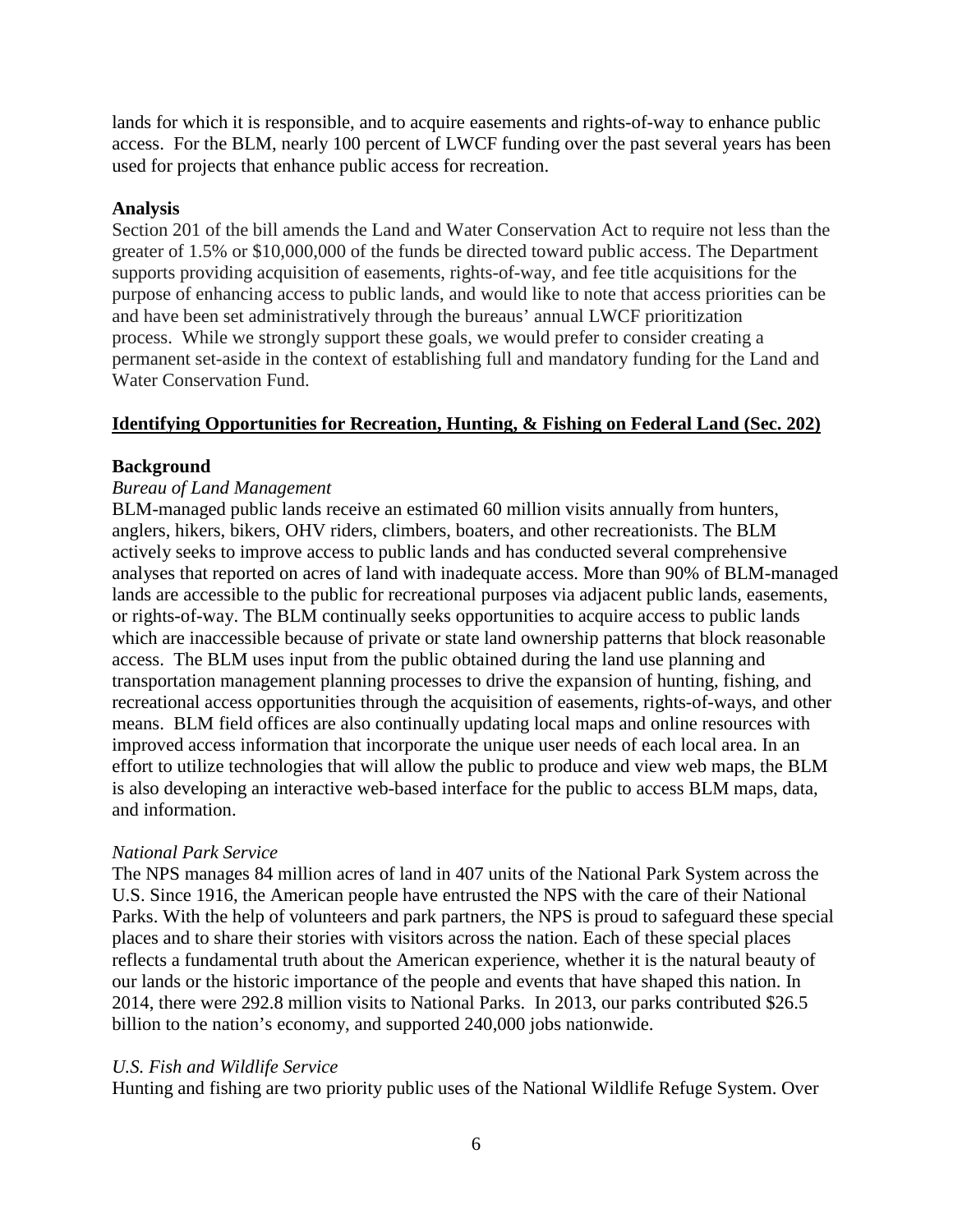lands for which it is responsible, and to acquire easements and rights-of-way to enhance public access. For the BLM, nearly 100 percent of LWCF funding over the past several years has been used for projects that enhance public access for recreation.

**Analysis**

Section 201 of the bill amends the Land and Water Conservation Act to require not less than the greater of 1.5% or $10,000,000 of the funds be directed toward public access. The Department supports providing acquisition of easements, rights-of-way, and fee title acquisitions for the purpose of enhancing access to public lands, and would like to note that access priorities can be and have been set administratively through the bureaus' annual LWCF prioritization process. While we strongly support these goals, we would prefer to consider creating a permanent set-aside in the context of establishing full and mandatory funding for the Land and Water Conservation Fund.

**<u>Identifying Opportunities for Recreation, Hunting, & Fishing on Federal Land (Sec. 202)</u>**

**Background**

*Bureau of Land Management*

BLM-managed public lands receive an estimated 60 million visits annually from hunters, anglers, hikers, bikers, OHV riders, climbers, boaters, and other recreationists. The BLM actively seeks to improve access to public lands and has conducted several comprehensive analyses that reported on acres of land with inadequate access. More than 90% of BLM-managed lands are accessible to the public for recreational purposes via adjacent public lands, easements, or rights-of-way. The BLM continually seeks opportunities to acquire access to public lands which are inaccessible because of private or state land ownership patterns that block reasonable access. The BLM uses input from the public obtained during the land use planning and transportation management planning processes to drive the expansion of hunting, fishing, and recreational access opportunities through the acquisition of easements, rights-of-ways, and other means. BLM field offices are also continually updating local maps and online resources with improved access information that incorporate the unique user needs of each local area. In an effort to utilize technologies that will allow the public to produce and view web maps, the BLM is also developing an interactive web-based interface for the public to access BLM maps, data, and information.

*National Park Service*

The NPS manages 84 million acres of land in 407 units of the National Park System across the U.S. Since 1916, the American people have entrusted the NPS with the care of their National Parks. With the help of volunteers and park partners, the NPS is proud to safeguard these special places and to share their stories with visitors across the nation. Each of these special places reflects a fundamental truth about the American experience, whether it is the natural beauty of our lands or the historic importance of the people and events that have shaped this nation. In 2014, there were 292.8 million visits to National Parks. In 2013, our parks contributed $26.5 billion to the nation's economy, and supported 240,000 jobs nationwide.

*U.S. Fish and Wildlife Service*

Hunting and fishing are two priority public uses of the National Wildlife Refuge System. Over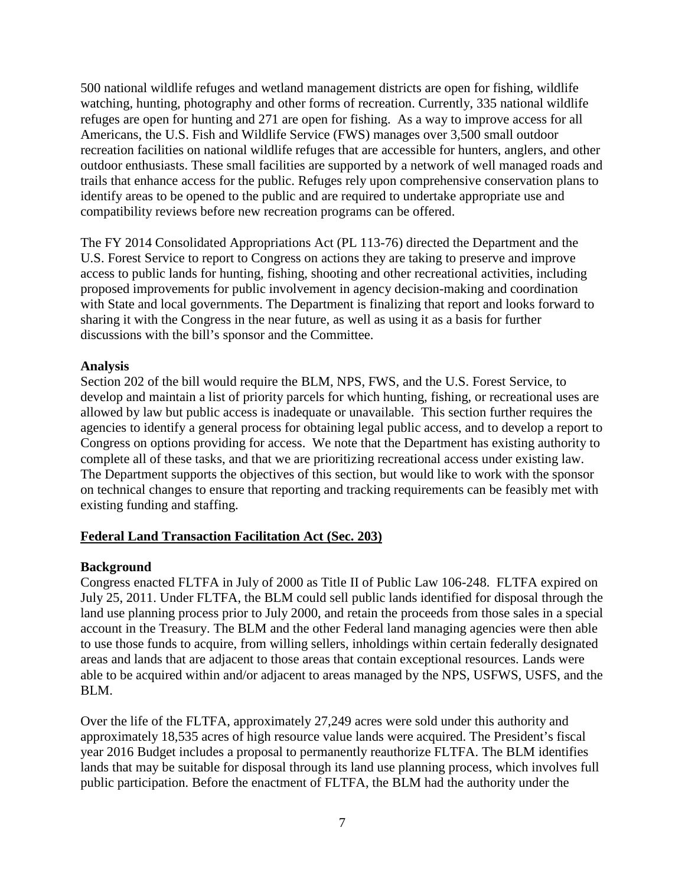500 national wildlife refuges and wetland management districts are open for fishing, wildlife watching, hunting, photography and other forms of recreation. Currently, 335 national wildlife refuges are open for hunting and 271 are open for fishing. As a way to improve access for all Americans, the U.S. Fish and Wildlife Service (FWS) manages over 3,500 small outdoor recreation facilities on national wildlife refuges that are accessible for hunters, anglers, and other outdoor enthusiasts. These small facilities are supported by a network of well managed roads and trails that enhance access for the public. Refuges rely upon comprehensive conservation plans to identify areas to be opened to the public and are required to undertake appropriate use and compatibility reviews before new recreation programs can be offered.

The FY 2014 Consolidated Appropriations Act (PL 113-76) directed the Department and the U.S. Forest Service to report to Congress on actions they are taking to preserve and improve access to public lands for hunting, fishing, shooting and other recreational activities, including proposed improvements for public involvement in agency decision-making and coordination with State and local governments. The Department is finalizing that report and looks forward to sharing it with the Congress in the near future, as well as using it as a basis for further discussions with the bill's sponsor and the Committee.

**Analysis**

Section 202 of the bill would require the BLM, NPS, FWS, and the U.S. Forest Service, to develop and maintain a list of priority parcels for which hunting, fishing, or recreational uses are allowed by law but public access is inadequate or unavailable. This section further requires the agencies to identify a general process for obtaining legal public access, and to develop a report to Congress on options providing for access. We note that the Department has existing authority to complete all of these tasks, and that we are prioritizing recreational access under existing law. The Department supports the objectives of this section, but would like to work with the sponsor on technical changes to ensure that reporting and tracking requirements can be feasibly met with existing funding and staffing.

## Federal Land Transaction Facilitation Act (Sec. 203)

**Background**

Congress enacted FLTFA in July of 2000 as Title II of Public Law 106-248. FLTFA expired on July 25, 2011. Under FLTFA, the BLM could sell public lands identified for disposal through the land use planning process prior to July 2000, and retain the proceeds from those sales in a special account in the Treasury. The BLM and the other Federal land managing agencies were then able to use those funds to acquire, from willing sellers, inholdings within certain federally designated areas and lands that are adjacent to those areas that contain exceptional resources. Lands were able to be acquired within and/or adjacent to areas managed by the NPS, USFWS, USFS, and the BLM.

Over the life of the FLTFA, approximately 27,249 acres were sold under this authority and approximately 18,535 acres of high resource value lands were acquired. The President's fiscal year 2016 Budget includes a proposal to permanently reauthorize FLTFA. The BLM identifies lands that may be suitable for disposal through its land use planning process, which involves full public participation. Before the enactment of FLTFA, the BLM had the authority under the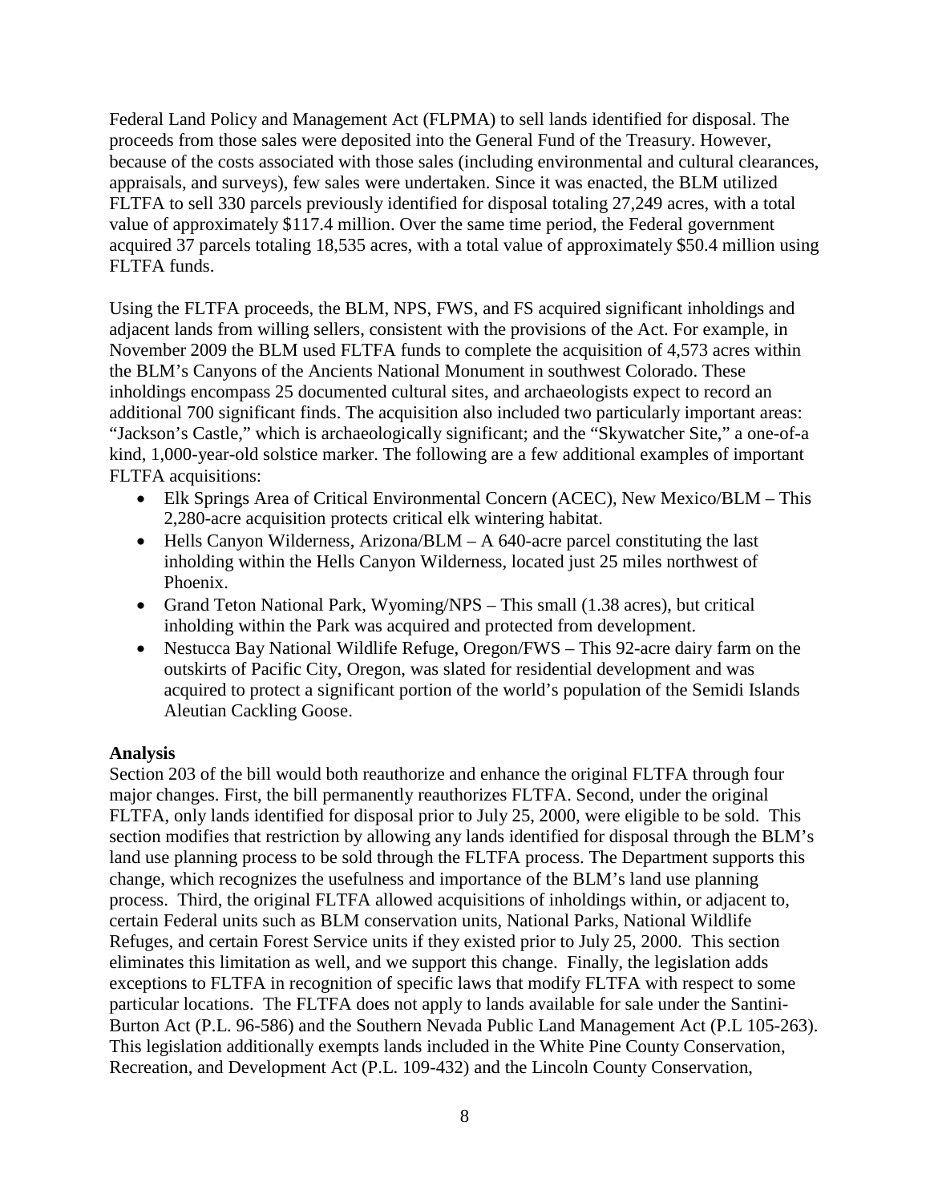Federal Land Policy and Management Act (FLPMA) to sell lands identified for disposal. The proceeds from those sales were deposited into the General Fund of the Treasury. However, because of the costs associated with those sales (including environmental and cultural clearances, appraisals, and surveys), few sales were undertaken. Since it was enacted, the BLM utilized FLTFA to sell 330 parcels previously identified for disposal totaling 27,249 acres, with a total value of approximately $117.4 million. Over the same time period, the Federal government acquired 37 parcels totaling 18,535 acres, with a total value of approximately $50.4 million using FLTFA funds.

Using the FLTFA proceeds, the BLM, NPS, FWS, and FS acquired significant inholdings and adjacent lands from willing sellers, consistent with the provisions of the Act. For example, in November 2009 the BLM used FLTFA funds to complete the acquisition of 4,573 acres within the BLM's Canyons of the Ancients National Monument in southwest Colorado. These inholdings encompass 25 documented cultural sites, and archaeologists expect to record an additional 700 significant finds. The acquisition also included two particularly important areas: "Jackson's Castle," which is archaeologically significant; and the "Skywatcher Site," a one-of-a kind, 1,000-year-old solstice marker. The following are a few additional examples of important FLTFA acquisitions:

- Elk Springs Area of Critical Environmental Concern (ACEC), New Mexico/BLM – This 2,280-acre acquisition protects critical elk wintering habitat.
- Hells Canyon Wilderness, Arizona/BLM – A 640-acre parcel constituting the last inholding within the Hells Canyon Wilderness, located just 25 miles northwest of Phoenix.
- Grand Teton National Park, Wyoming/NPS – This small (1.38 acres), but critical inholding within the Park was acquired and protected from development.
- Nestucca Bay National Wildlife Refuge, Oregon/FWS – This 92-acre dairy farm on the outskirts of Pacific City, Oregon, was slated for residential development and was acquired to protect a significant portion of the world's population of the Semidi Islands Aleutian Cackling Goose.

**Analysis**

Section 203 of the bill would both reauthorize and enhance the original FLTFA through four major changes. First, the bill permanently reauthorizes FLTFA. Second, under the original FLTFA, only lands identified for disposal prior to July 25, 2000, were eligible to be sold. This section modifies that restriction by allowing any lands identified for disposal through the BLM's land use planning process to be sold through the FLTFA process. The Department supports this change, which recognizes the usefulness and importance of the BLM's land use planning process. Third, the original FLTFA allowed acquisitions of inholdings within, or adjacent to, certain Federal units such as BLM conservation units, National Parks, National Wildlife Refuges, and certain Forest Service units if they existed prior to July 25, 2000. This section eliminates this limitation as well, and we support this change. Finally, the legislation adds exceptions to FLTFA in recognition of specific laws that modify FLTFA with respect to some particular locations. The FLTFA does not apply to lands available for sale under the Santini-Burton Act (P.L. 96-586) and the Southern Nevada Public Land Management Act (P.L 105-263). This legislation additionally exempts lands included in the White Pine County Conservation, Recreation, and Development Act (P.L. 109-432) and the Lincoln County Conservation,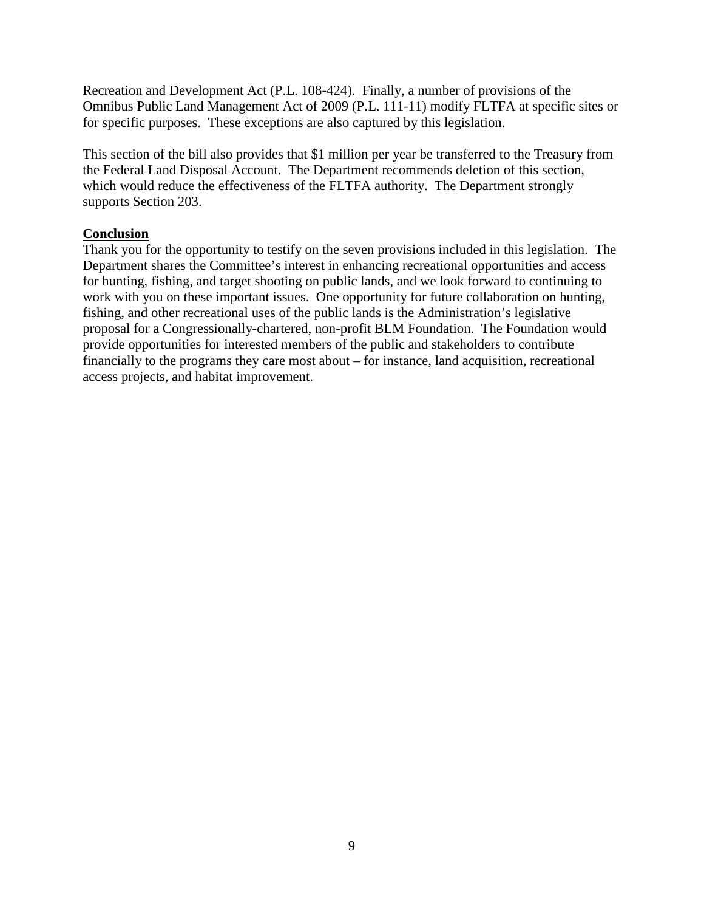Recreation and Development Act (P.L. 108-424). Finally, a number of provisions of the Omnibus Public Land Management Act of 2009 (P.L. 111-11) modify FLTFA at specific sites or for specific purposes. These exceptions are also captured by this legislation.

This section of the bill also provides that $1 million per year be transferred to the Treasury from the Federal Land Disposal Account. The Department recommends deletion of this section, which would reduce the effectiveness of the FLTFA authority. The Department strongly supports Section 203.

**Conclusion**

Thank you for the opportunity to testify on the seven provisions included in this legislation. The Department shares the Committee's interest in enhancing recreational opportunities and access for hunting, fishing, and target shooting on public lands, and we look forward to continuing to work with you on these important issues. One opportunity for future collaboration on hunting, fishing, and other recreational uses of the public lands is the Administration's legislative proposal for a Congressionally-chartered, non-profit BLM Foundation. The Foundation would provide opportunities for interested members of the public and stakeholders to contribute financially to the programs they care most about – for instance, land acquisition, recreational access projects, and habitat improvement.